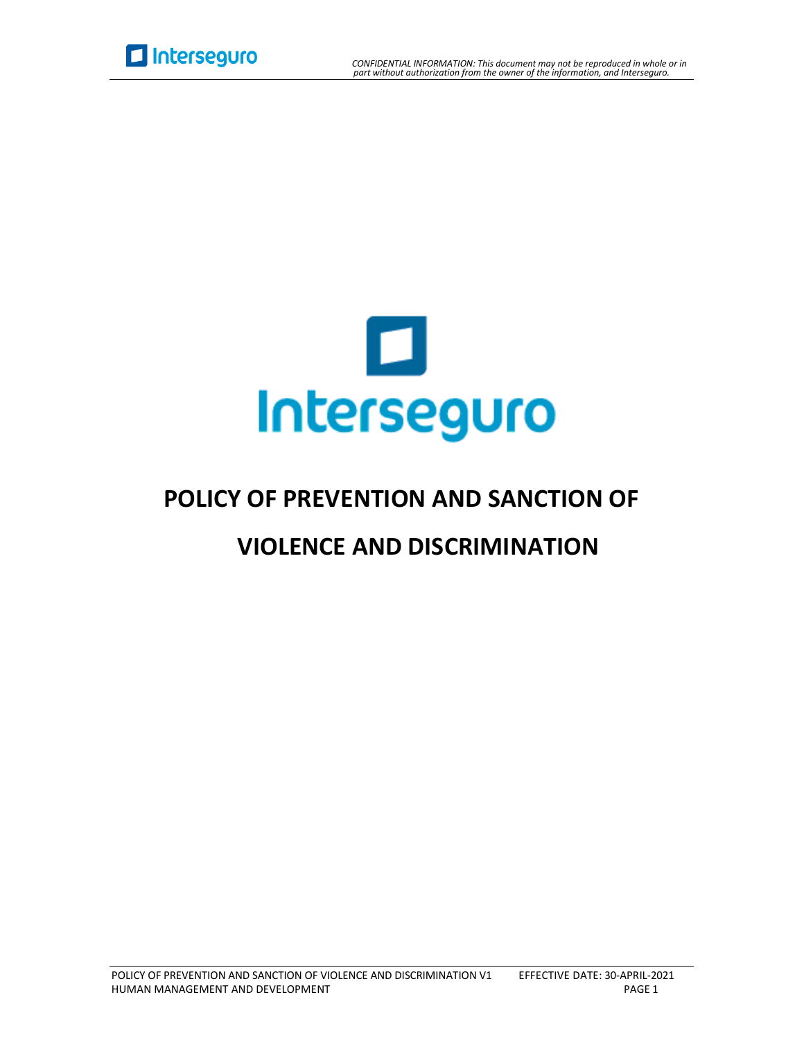Interseguro

# POLICY OF PREVENTION AND SANCTION OF VIOLENCE AND DISCRIMINATION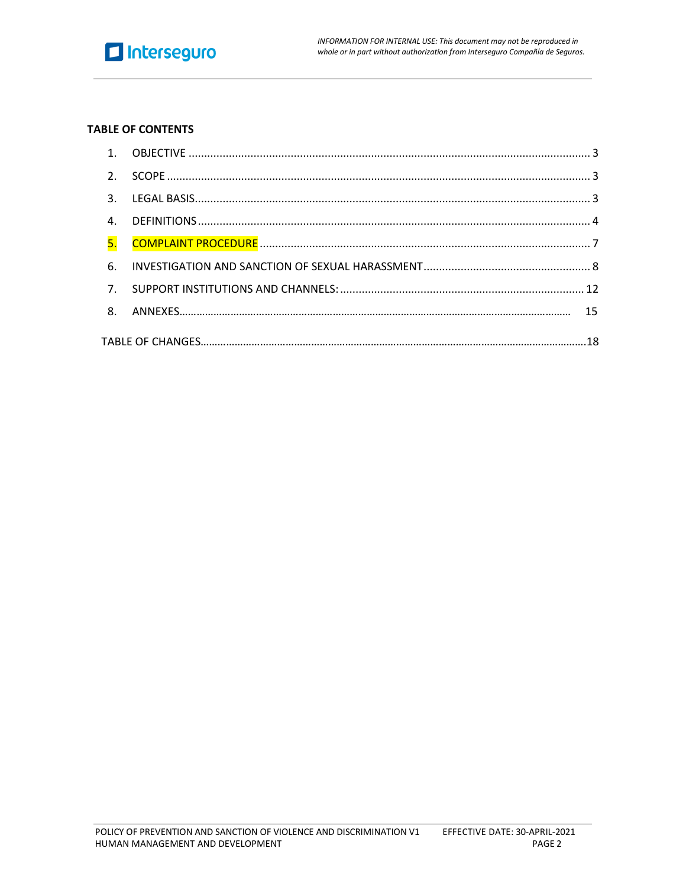**TABLE OF CONTENTS**

1. OBJECTIVE ............................................................ 3
2. SCOPE ............................................................ 3
3. LEGAL BASIS ............................................................ 3
4. DEFINITIONS ............................................................ 4
5. COMPLAINT PROCEDURE ............................................................ 7
6. INVESTIGATION AND SANCTION OF SEXUAL HARASSMENT ............................................................ 8
7. SUPPORT INSTITUTIONS AND CHANNELS: ............................................................ 12
8. ANNEXES ............................................................ 15

TABLE OF CHANGES ............................................................ 18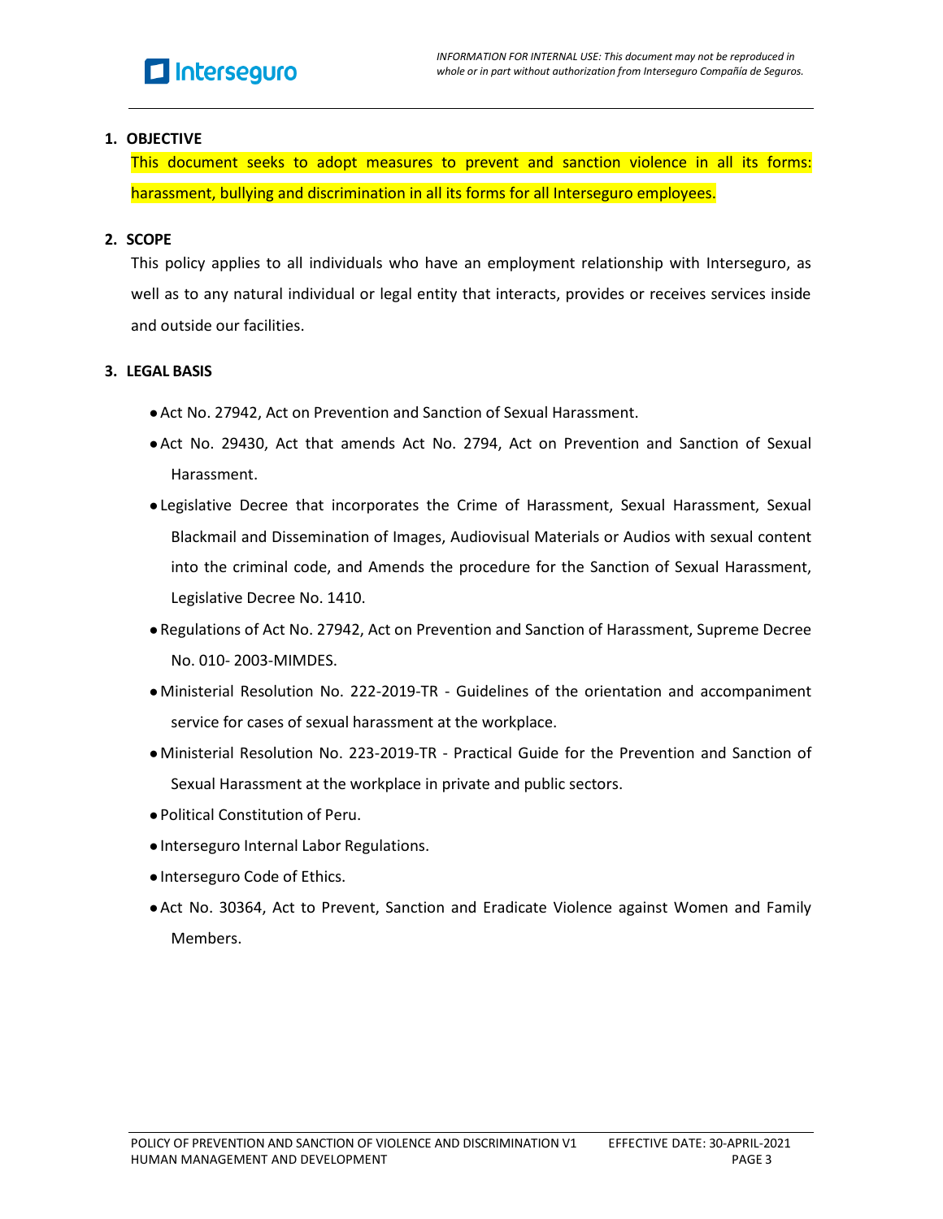## 1. OBJECTIVE

This document seeks to adopt measures to prevent and sanction violence in all its forms: harassment, bullying and discrimination in all its forms for all Interseguro employees.

## 2. SCOPE

This policy applies to all individuals who have an employment relationship with Interseguro, as well as to any natural individual or legal entity that interacts, provides or receives services inside and outside our facilities.

## 3. LEGAL BASIS

- Act No. 27942, Act on Prevention and Sanction of Sexual Harassment.
- Act No. 29430, Act that amends Act No. 2794, Act on Prevention and Sanction of Sexual Harassment.
- Legislative Decree that incorporates the Crime of Harassment, Sexual Harassment, Sexual Blackmail and Dissemination of Images, Audiovisual Materials or Audios with sexual content into the criminal code, and Amends the procedure for the Sanction of Sexual Harassment, Legislative Decree No. 1410.
- Regulations of Act No. 27942, Act on Prevention and Sanction of Harassment, Supreme Decree No. 010- 2003-MIMDES.
- Ministerial Resolution No. 222-2019-TR - Guidelines of the orientation and accompaniment service for cases of sexual harassment at the workplace.
- Ministerial Resolution No. 223-2019-TR - Practical Guide for the Prevention and Sanction of Sexual Harassment at the workplace in private and public sectors.
- Political Constitution of Peru.
- Interseguro Internal Labor Regulations.
- Interseguro Code of Ethics.
- Act No. 30364, Act to Prevent, Sanction and Eradicate Violence against Women and Family Members.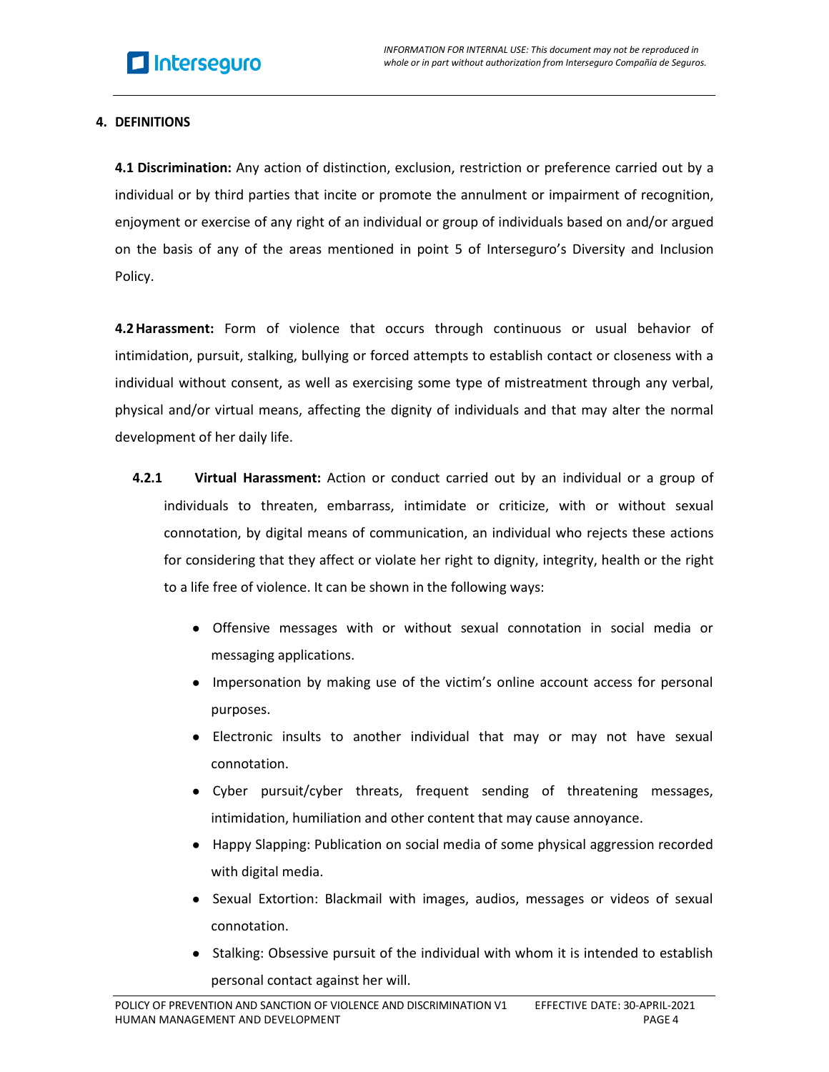## 4. DEFINITIONS

**4.1 Discrimination:** Any action of distinction, exclusion, restriction or preference carried out by a individual or by third parties that incite or promote the annulment or impairment of recognition, enjoyment or exercise of any right of an individual or group of individuals based on and/or argued on the basis of any of the areas mentioned in point 5 of Interseguro's Diversity and Inclusion Policy.

**4.2 Harassment:** Form of violence that occurs through continuous or usual behavior of intimidation, pursuit, stalking, bullying or forced attempts to establish contact or closeness with a individual without consent, as well as exercising some type of mistreatment through any verbal, physical and/or virtual means, affecting the dignity of individuals and that may alter the normal development of her daily life.

**4.2.1 Virtual Harassment:** Action or conduct carried out by an individual or a group of individuals to threaten, embarrass, intimidate or criticize, with or without sexual connotation, by digital means of communication, an individual who rejects these actions for considering that they affect or violate her right to dignity, integrity, health or the right to a life free of violence. It can be shown in the following ways:

- Offensive messages with or without sexual connotation in social media or messaging applications.
- Impersonation by making use of the victim's online account access for personal purposes.
- Electronic insults to another individual that may or may not have sexual connotation.
- Cyber pursuit/cyber threats, frequent sending of threatening messages, intimidation, humiliation and other content that may cause annoyance.
- Happy Slapping: Publication on social media of some physical aggression recorded with digital media.
- Sexual Extortion: Blackmail with images, audios, messages or videos of sexual connotation.
- Stalking: Obsessive pursuit of the individual with whom it is intended to establish personal contact against her will.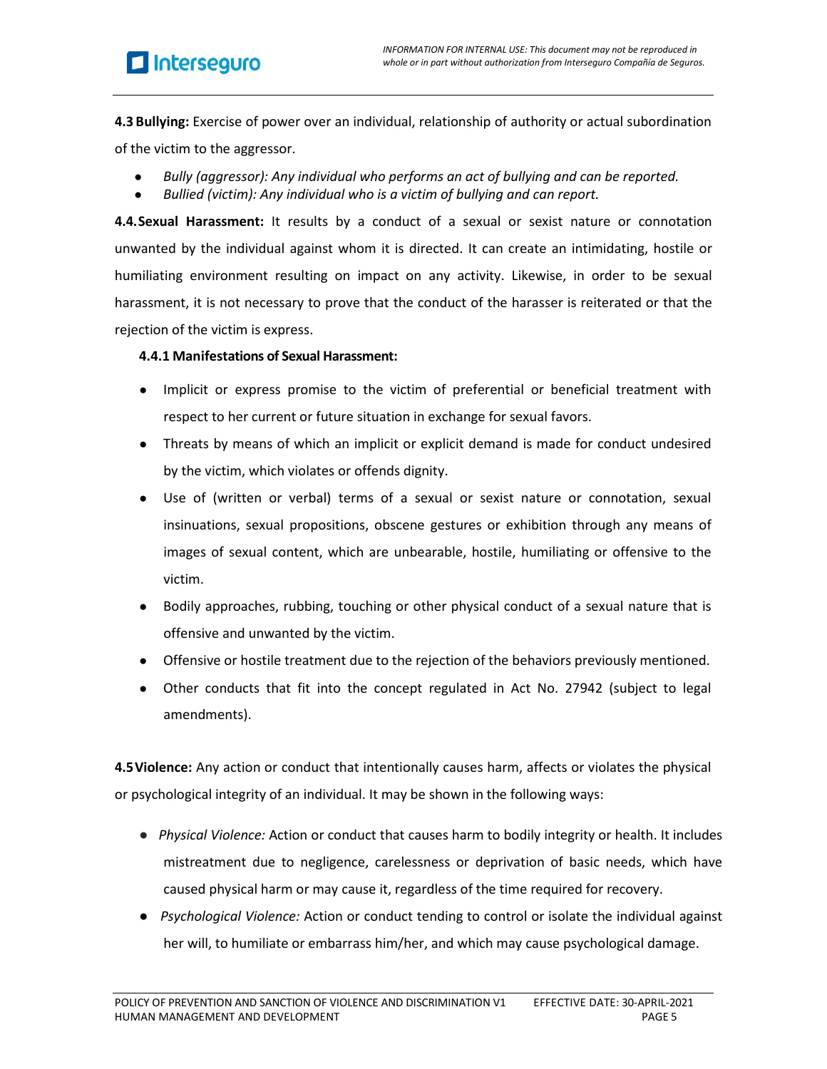**4.3 Bullying:** Exercise of power over an individual, relationship of authority or actual subordination of the victim to the aggressor.

- *Bully (aggressor): Any individual who performs an act of bullying and can be reported.*
- *Bullied (victim): Any individual who is a victim of bullying and can report.*

**4.4. Sexual Harassment:** It results by a conduct of a sexual or sexist nature or connotation unwanted by the individual against whom it is directed. It can create an intimidating, hostile or humiliating environment resulting on impact on any activity. Likewise, in order to be sexual harassment, it is not necessary to prove that the conduct of the harasser is reiterated or that the rejection of the victim is express.

**4.4.1 Manifestations of Sexual Harassment:**

- Implicit or express promise to the victim of preferential or beneficial treatment with respect to her current or future situation in exchange for sexual favors.
- Threats by means of which an implicit or explicit demand is made for conduct undesired by the victim, which violates or offends dignity.
- Use of (written or verbal) terms of a sexual or sexist nature or connotation, sexual insinuations, sexual propositions, obscene gestures or exhibition through any means of images of sexual content, which are unbearable, hostile, humiliating or offensive to the victim.
- Bodily approaches, rubbing, touching or other physical conduct of a sexual nature that is offensive and unwanted by the victim.
- Offensive or hostile treatment due to the rejection of the behaviors previously mentioned.
- Other conducts that fit into the concept regulated in Act No. 27942 (subject to legal amendments).

**4.5 Violence:** Any action or conduct that intentionally causes harm, affects or violates the physical or psychological integrity of an individual. It may be shown in the following ways:

- *Physical Violence:* Action or conduct that causes harm to bodily integrity or health. It includes mistreatment due to negligence, carelessness or deprivation of basic needs, which have caused physical harm or may cause it, regardless of the time required for recovery.
- *Psychological Violence:* Action or conduct tending to control or isolate the individual against her will, to humiliate or embarrass him/her, and which may cause psychological damage.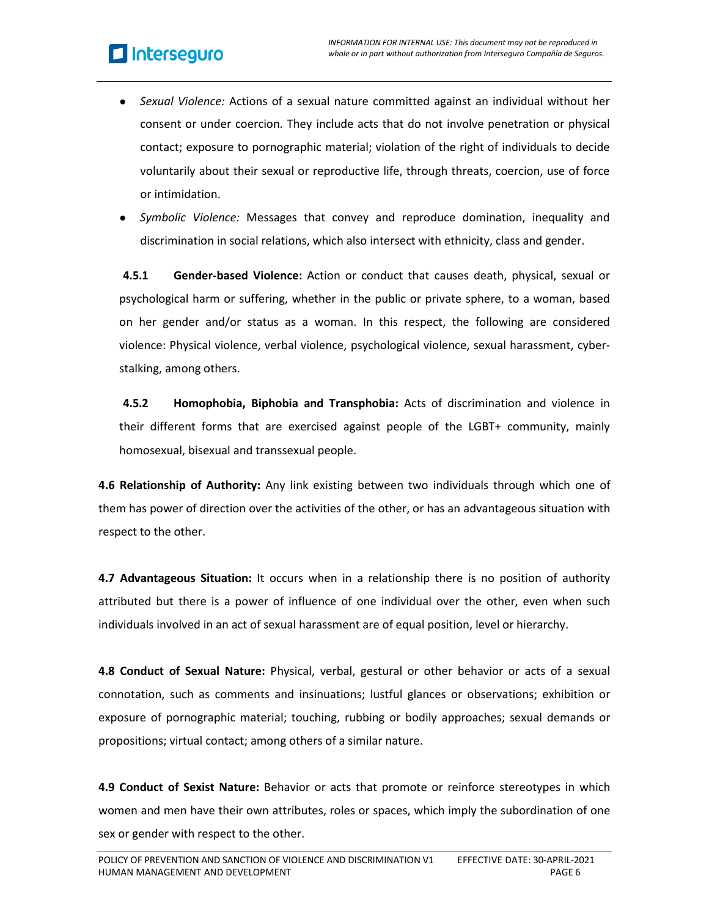- *Sexual Violence:* Actions of a sexual nature committed against an individual without her consent or under coercion. They include acts that do not involve penetration or physical contact; exposure to pornographic material; violation of the right of individuals to decide voluntarily about their sexual or reproductive life, through threats, coercion, use of force or intimidation.
- *Symbolic Violence:* Messages that convey and reproduce domination, inequality and discrimination in social relations, which also intersect with ethnicity, class and gender.

**4.5.1 Gender-based Violence:** Action or conduct that causes death, physical, sexual or psychological harm or suffering, whether in the public or private sphere, to a woman, based on her gender and/or status as a woman. In this respect, the following are considered violence: Physical violence, verbal violence, psychological violence, sexual harassment, cyber-stalking, among others.

**4.5.2 Homophobia, Biphobia and Transphobia:** Acts of discrimination and violence in their different forms that are exercised against people of the LGBT+ community, mainly homosexual, bisexual and transsexual people.

**4.6 Relationship of Authority:** Any link existing between two individuals through which one of them has power of direction over the activities of the other, or has an advantageous situation with respect to the other.

**4.7 Advantageous Situation:** It occurs when in a relationship there is no position of authority attributed but there is a power of influence of one individual over the other, even when such individuals involved in an act of sexual harassment are of equal position, level or hierarchy.

**4.8 Conduct of Sexual Nature:** Physical, verbal, gestural or other behavior or acts of a sexual connotation, such as comments and insinuations; lustful glances or observations; exhibition or exposure of pornographic material; touching, rubbing or bodily approaches; sexual demands or propositions; virtual contact; among others of a similar nature.

**4.9 Conduct of Sexist Nature:** Behavior or acts that promote or reinforce stereotypes in which women and men have their own attributes, roles or spaces, which imply the subordination of one sex or gender with respect to the other.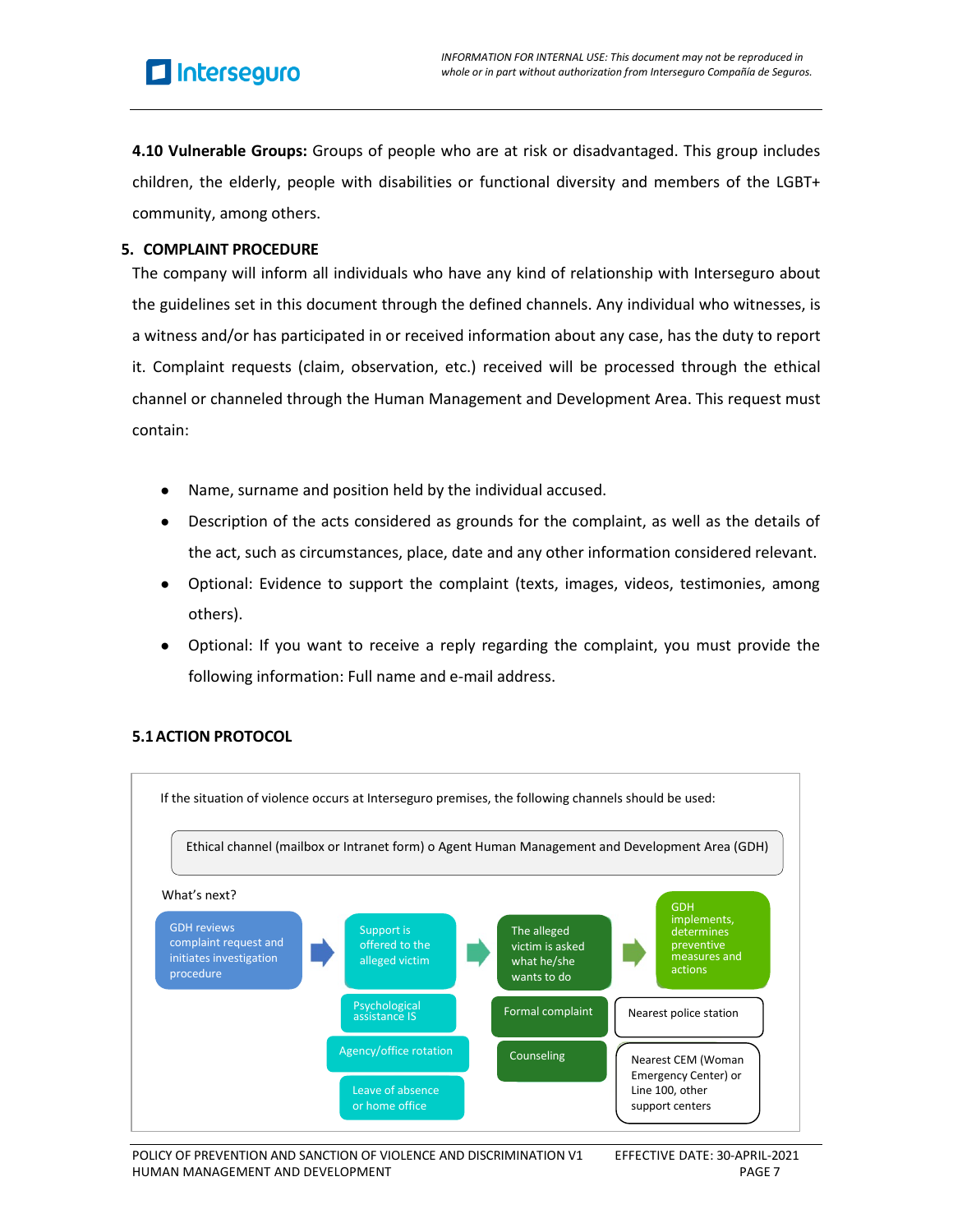**4.10 Vulnerable Groups:** Groups of people who are at risk or disadvantaged. This group includes children, the elderly, people with disabilities or functional diversity and members of the LGBT+ community, among others.

## 5. COMPLAINT PROCEDURE

The company will inform all individuals who have any kind of relationship with Interseguro about the guidelines set in this document through the defined channels. Any individual who witnesses, is a witness and/or has participated in or received information about any case, has the duty to report it. Complaint requests (claim, observation, etc.) received will be processed through the ethical channel or channeled through the Human Management and Development Area. This request must contain:

- Name, surname and position held by the individual accused.
- Description of the acts considered as grounds for the complaint, as well as the details of the act, such as circumstances, place, date and any other information considered relevant.
- Optional: Evidence to support the complaint (texts, images, videos, testimonies, among others).
- Optional: If you want to receive a reply regarding the complaint, you must provide the following information: Full name and e-mail address.

### 5.1 ACTION PROTOCOL

If the situation of violence occurs at Interseguro premises, the following channels should be used:

Ethical channel (mailbox or Intranet form) o Agent Human Management and Development Area (GDH)

What's next?

GDH reviews complaint request and initiates investigation procedure → Support is offered to the alleged victim → The alleged victim is asked what he/she wants to do → GDH implements, determines preventive measures and actions

Support is offered to the alleged victim:
- Psychological assistance IS
- Agency/office rotation
- Leave of absence or home office

The alleged victim is asked what he/she wants to do:
- Formal complaint
- Counseling

GDH implements, determines preventive measures and actions:
- Nearest police station
- Nearest CEM (Woman Emergency Center) or Line 100, other support centers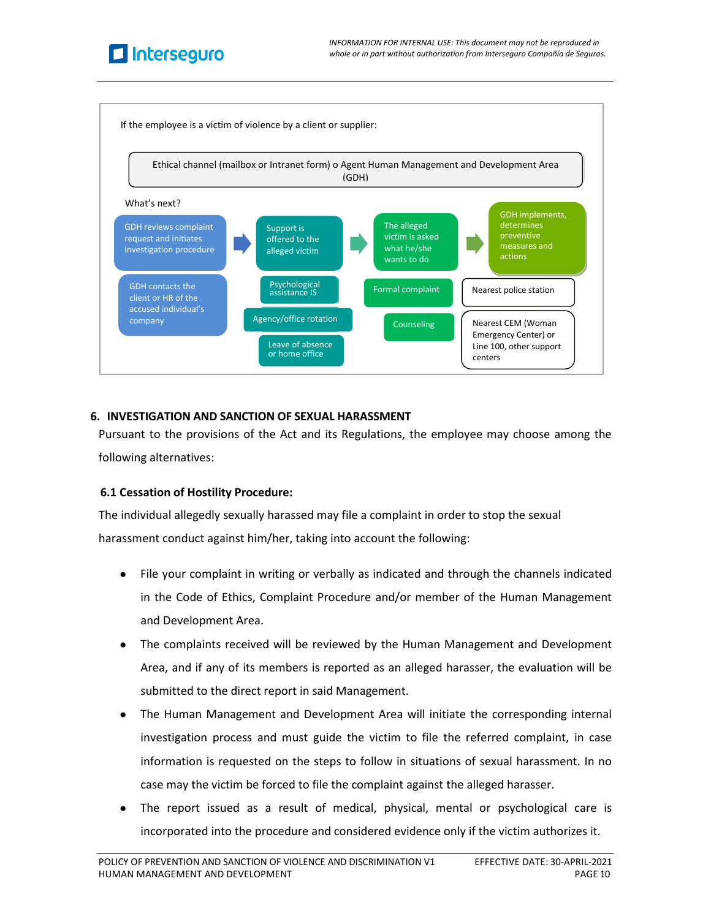If the employee is a victim of violence by a client or supplier:

Ethical channel (mailbox or Intranet form) o Agent Human Management and Development Area (GDH)

What's next?

- GDH reviews complaint request and initiates investigation procedure
  - GDH contacts the client or HR of the accused individual's company
- Support is offered to the alleged victim
  - Psychological assistance IS
  - Agency/office rotation
  - Leave of absence or home office
- The alleged victim is asked what he/she wants to do
  - Formal complaint
  - Counseling
- GDH implements, determines preventive measures and actions
  - Nearest police station
  - Nearest CEM (Woman Emergency Center) or Line 100, other support centers

## 6. INVESTIGATION AND SANCTION OF SEXUAL HARASSMENT

Pursuant to the provisions of the Act and its Regulations, the employee may choose among the following alternatives:

### 6.1 Cessation of Hostility Procedure:

The individual allegedly sexually harassed may file a complaint in order to stop the sexual harassment conduct against him/her, taking into account the following:

- File your complaint in writing or verbally as indicated and through the channels indicated in the Code of Ethics, Complaint Procedure and/or member of the Human Management and Development Area.
- The complaints received will be reviewed by the Human Management and Development Area, and if any of its members is reported as an alleged harasser, the evaluation will be submitted to the direct report in said Management.
- The Human Management and Development Area will initiate the corresponding internal investigation process and must guide the victim to file the referred complaint, in case information is requested on the steps to follow in situations of sexual harassment. In no case may the victim be forced to file the complaint against the alleged harasser.
- The report issued as a result of medical, physical, mental or psychological care is incorporated into the procedure and considered evidence only if the victim authorizes it.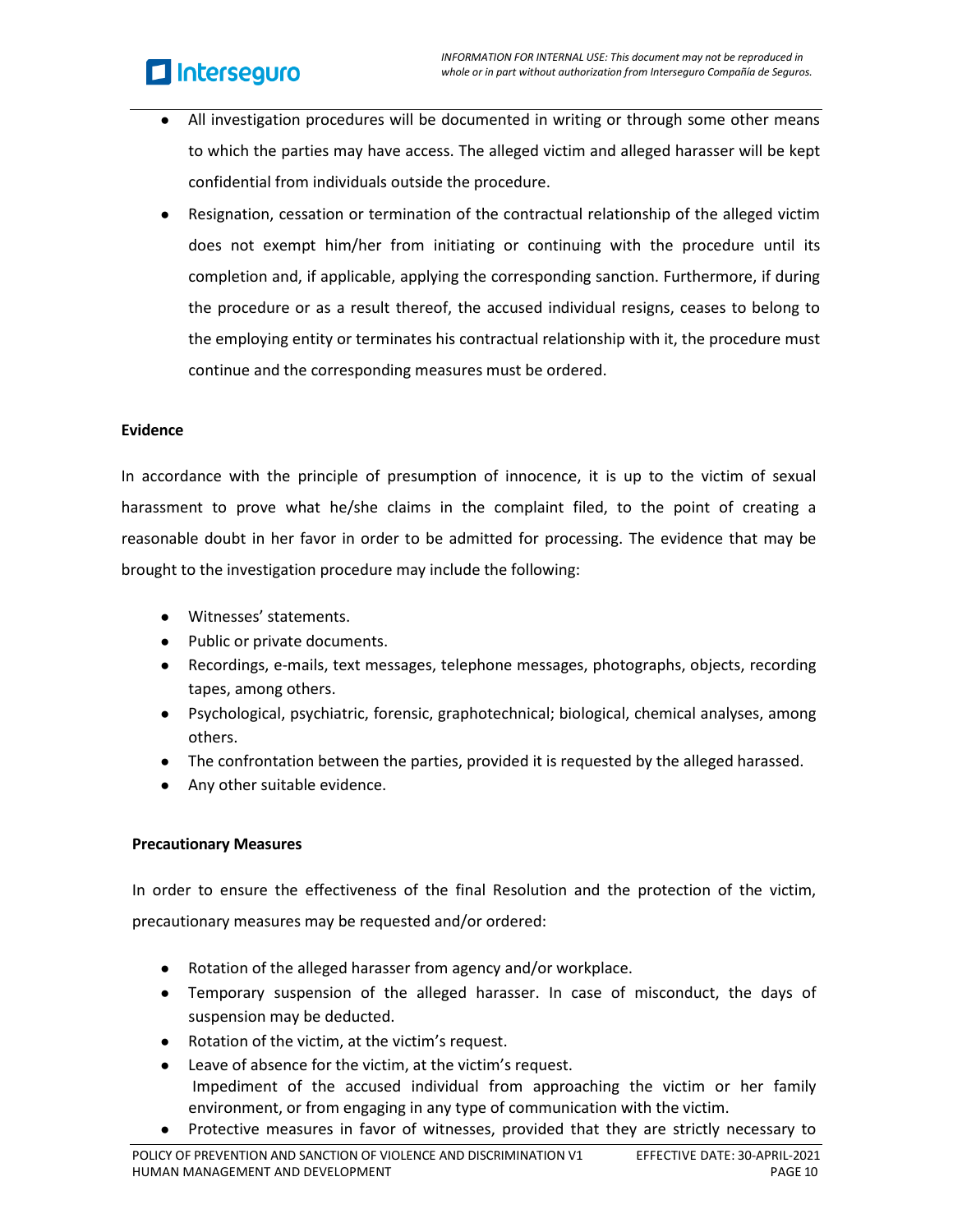- All investigation procedures will be documented in writing or through some other means to which the parties may have access. The alleged victim and alleged harasser will be kept confidential from individuals outside the procedure.
- Resignation, cessation or termination of the contractual relationship of the alleged victim does not exempt him/her from initiating or continuing with the procedure until its completion and, if applicable, applying the corresponding sanction. Furthermore, if during the procedure or as a result thereof, the accused individual resigns, ceases to belong to the employing entity or terminates his contractual relationship with it, the procedure must continue and the corresponding measures must be ordered.

**Evidence**

In accordance with the principle of presumption of innocence, it is up to the victim of sexual harassment to prove what he/she claims in the complaint filed, to the point of creating a reasonable doubt in her favor in order to be admitted for processing. The evidence that may be brought to the investigation procedure may include the following:

- Witnesses' statements.
- Public or private documents.
- Recordings, e-mails, text messages, telephone messages, photographs, objects, recording tapes, among others.
- Psychological, psychiatric, forensic, graphotechnical; biological, chemical analyses, among others.
- The confrontation between the parties, provided it is requested by the alleged harassed.
- Any other suitable evidence.

**Precautionary Measures**

In order to ensure the effectiveness of the final Resolution and the protection of the victim, precautionary measures may be requested and/or ordered:

- Rotation of the alleged harasser from agency and/or workplace.
- Temporary suspension of the alleged harasser. In case of misconduct, the days of suspension may be deducted.
- Rotation of the victim, at the victim's request.
- Leave of absence for the victim, at the victim's request.
  Impediment of the accused individual from approaching the victim or her family environment, or from engaging in any type of communication with the victim.
- Protective measures in favor of witnesses, provided that they are strictly necessary to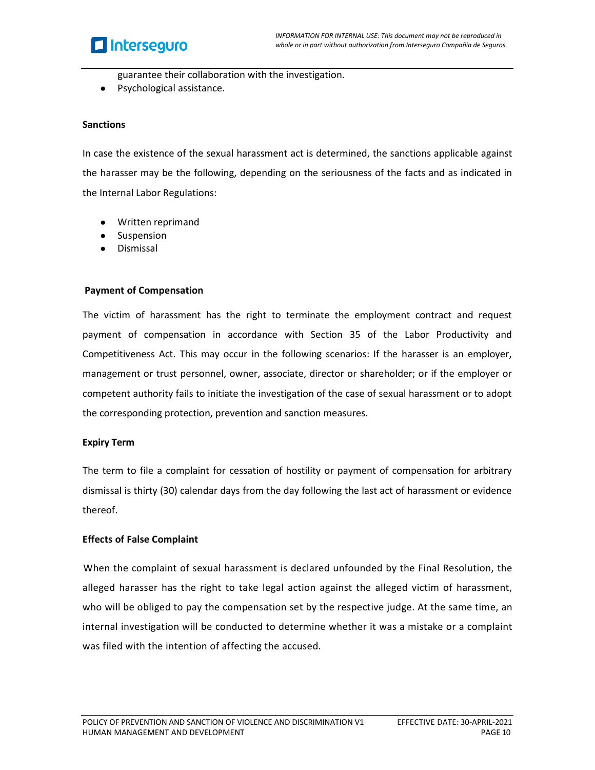guarantee their collaboration with the investigation.

- Psychological assistance.

**Sanctions**

In case the existence of the sexual harassment act is determined, the sanctions applicable against the harasser may be the following, depending on the seriousness of the facts and as indicated in the Internal Labor Regulations:

- Written reprimand
- Suspension
- Dismissal

**Payment of Compensation**

The victim of harassment has the right to terminate the employment contract and request payment of compensation in accordance with Section 35 of the Labor Productivity and Competitiveness Act. This may occur in the following scenarios: If the harasser is an employer, management or trust personnel, owner, associate, director or shareholder; or if the employer or competent authority fails to initiate the investigation of the case of sexual harassment or to adopt the corresponding protection, prevention and sanction measures.

**Expiry Term**

The term to file a complaint for cessation of hostility or payment of compensation for arbitrary dismissal is thirty (30) calendar days from the day following the last act of harassment or evidence thereof.

**Effects of False Complaint**

When the complaint of sexual harassment is declared unfounded by the Final Resolution, the alleged harasser has the right to take legal action against the alleged victim of harassment, who will be obliged to pay the compensation set by the respective judge. At the same time, an internal investigation will be conducted to determine whether it was a mistake or a complaint was filed with the intention of affecting the accused.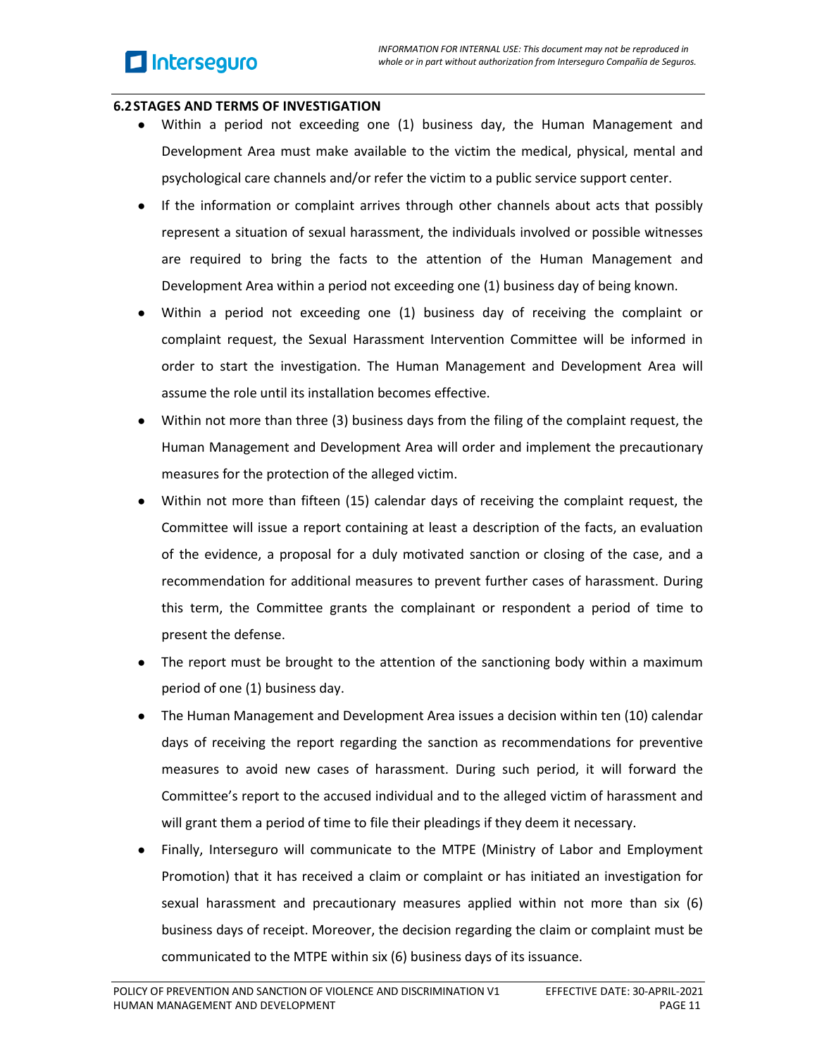## 6.2 STAGES AND TERMS OF INVESTIGATION

- Within a period not exceeding one (1) business day, the Human Management and Development Area must make available to the victim the medical, physical, mental and psychological care channels and/or refer the victim to a public service support center.
- If the information or complaint arrives through other channels about acts that possibly represent a situation of sexual harassment, the individuals involved or possible witnesses are required to bring the facts to the attention of the Human Management and Development Area within a period not exceeding one (1) business day of being known.
- Within a period not exceeding one (1) business day of receiving the complaint or complaint request, the Sexual Harassment Intervention Committee will be informed in order to start the investigation. The Human Management and Development Area will assume the role until its installation becomes effective.
- Within not more than three (3) business days from the filing of the complaint request, the Human Management and Development Area will order and implement the precautionary measures for the protection of the alleged victim.
- Within not more than fifteen (15) calendar days of receiving the complaint request, the Committee will issue a report containing at least a description of the facts, an evaluation of the evidence, a proposal for a duly motivated sanction or closing of the case, and a recommendation for additional measures to prevent further cases of harassment. During this term, the Committee grants the complainant or respondent a period of time to present the defense.
- The report must be brought to the attention of the sanctioning body within a maximum period of one (1) business day.
- The Human Management and Development Area issues a decision within ten (10) calendar days of receiving the report regarding the sanction as recommendations for preventive measures to avoid new cases of harassment. During such period, it will forward the Committee's report to the accused individual and to the alleged victim of harassment and will grant them a period of time to file their pleadings if they deem it necessary.
- Finally, Interseguro will communicate to the MTPE (Ministry of Labor and Employment Promotion) that it has received a claim or complaint or has initiated an investigation for sexual harassment and precautionary measures applied within not more than six (6) business days of receipt. Moreover, the decision regarding the claim or complaint must be communicated to the MTPE within six (6) business days of its issuance.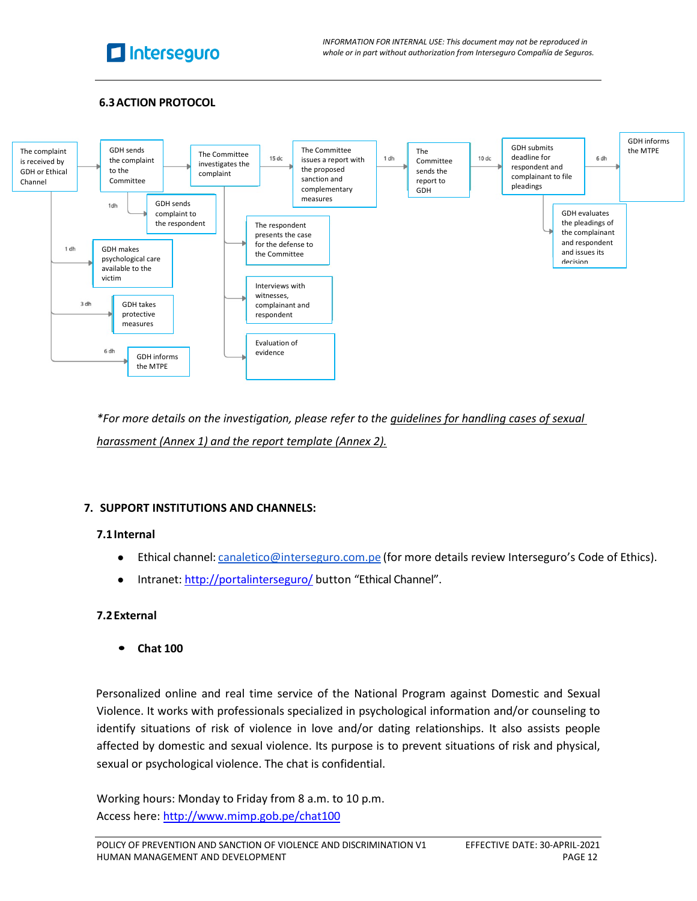### 6.3 ACTION PROTOCOL

- The complaint is received by GDH or Ethical Channel → GDH sends the complaint to the Committee → The Committee investigates the complaint → (15 dc) → The Committee issues a report with the proposed sanction and complementary measures → (1 dh) → The Committee sends the report to GDH → (10 dc) → GDH submits deadline for respondent and complainant to file pleadings → (6 dh) → GDH informs the MTPE
- From "The complaint is received by GDH or Ethical Channel":
  - (1 dh) GDH makes psychological care available to the victim
  - (3 dh) GDH takes protective measures
  - (6 dh) GDH informs the MTPE
- From "GDH sends the complaint to the Committee":
  - (1dh) GDH sends complaint to the respondent
- From "The Committee investigates the complaint":
  - The respondent presents the case for the defense to the Committee
  - Interviews with witnesses, complainant and respondent
  - Evaluation of evidence
- From "GDH submits deadline for respondent and complainant to file pleadings":
  - GDH evaluates the pleadings of the complainant and respondent and issues its decision

*\*For more details on the investigation, please refer to the guidelines for handling cases of sexual harassment (Annex 1) and the report template (Annex 2).*

## 7. SUPPORT INSTITUTIONS AND CHANNELS:

### 7.1 Internal

- Ethical channel: canaletico@interseguro.com.pe (for more details review Interseguro's Code of Ethics).
- Intranet: http://portalinterseguro/ button "Ethical Channel".

### 7.2 External

- **Chat 100**

Personalized online and real time service of the National Program against Domestic and Sexual Violence. It works with professionals specialized in psychological information and/or counseling to identify situations of risk of violence in love and/or dating relationships. It also assists people affected by domestic and sexual violence. Its purpose is to prevent situations of risk and physical, sexual or psychological violence. The chat is confidential.

Working hours: Monday to Friday from 8 a.m. to 10 p.m.
Access here: http://www.mimp.gob.pe/chat100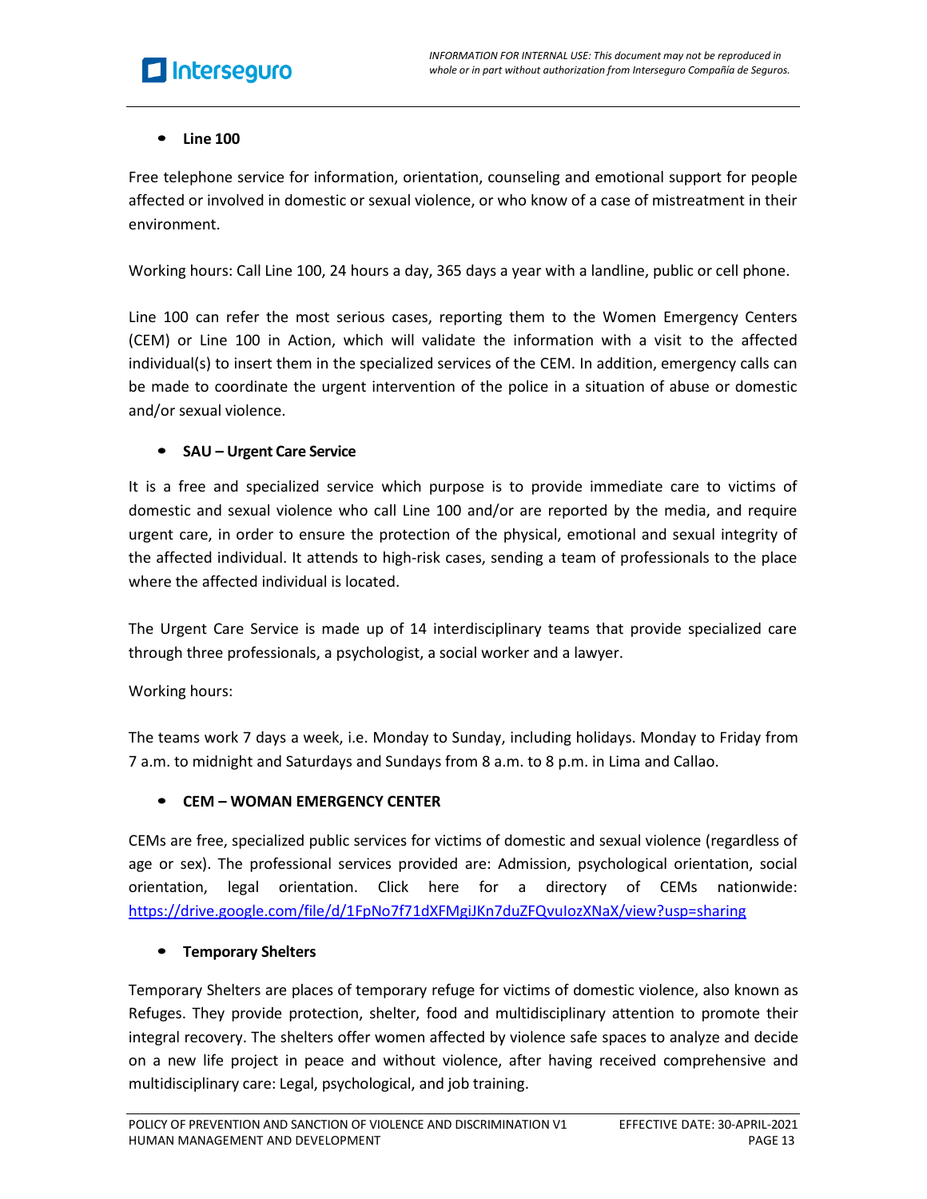- **Line 100**

Free telephone service for information, orientation, counseling and emotional support for people affected or involved in domestic or sexual violence, or who know of a case of mistreatment in their environment.

Working hours: Call Line 100, 24 hours a day, 365 days a year with a landline, public or cell phone.

Line 100 can refer the most serious cases, reporting them to the Women Emergency Centers (CEM) or Line 100 in Action, which will validate the information with a visit to the affected individual(s) to insert them in the specialized services of the CEM. In addition, emergency calls can be made to coordinate the urgent intervention of the police in a situation of abuse or domestic and/or sexual violence.

- **SAU – Urgent Care Service**

It is a free and specialized service which purpose is to provide immediate care to victims of domestic and sexual violence who call Line 100 and/or are reported by the media, and require urgent care, in order to ensure the protection of the physical, emotional and sexual integrity of the affected individual. It attends to high-risk cases, sending a team of professionals to the place where the affected individual is located.

The Urgent Care Service is made up of 14 interdisciplinary teams that provide specialized care through three professionals, a psychologist, a social worker and a lawyer.

Working hours:

The teams work 7 days a week, i.e. Monday to Sunday, including holidays. Monday to Friday from 7 a.m. to midnight and Saturdays and Sundays from 8 a.m. to 8 p.m. in Lima and Callao.

- **CEM – WOMAN EMERGENCY CENTER**

CEMs are free, specialized public services for victims of domestic and sexual violence (regardless of age or sex). The professional services provided are: Admission, psychological orientation, social orientation, legal orientation. Click here for a directory of CEMs nationwide: [https://drive.google.com/file/d/1FpNo7f71dXFMgiJKn7duZFQvuIozXNaX/view?usp=sharing](https://drive.google.com/file/d/1FpNo7f71dXFMgiJKn7duZFQvuIozXNaX/view?usp=sharing)

- **Temporary Shelters**

Temporary Shelters are places of temporary refuge for victims of domestic violence, also known as Refuges. They provide protection, shelter, food and multidisciplinary attention to promote their integral recovery. The shelters offer women affected by violence safe spaces to analyze and decide on a new life project in peace and without violence, after having received comprehensive and multidisciplinary care: Legal, psychological, and job training.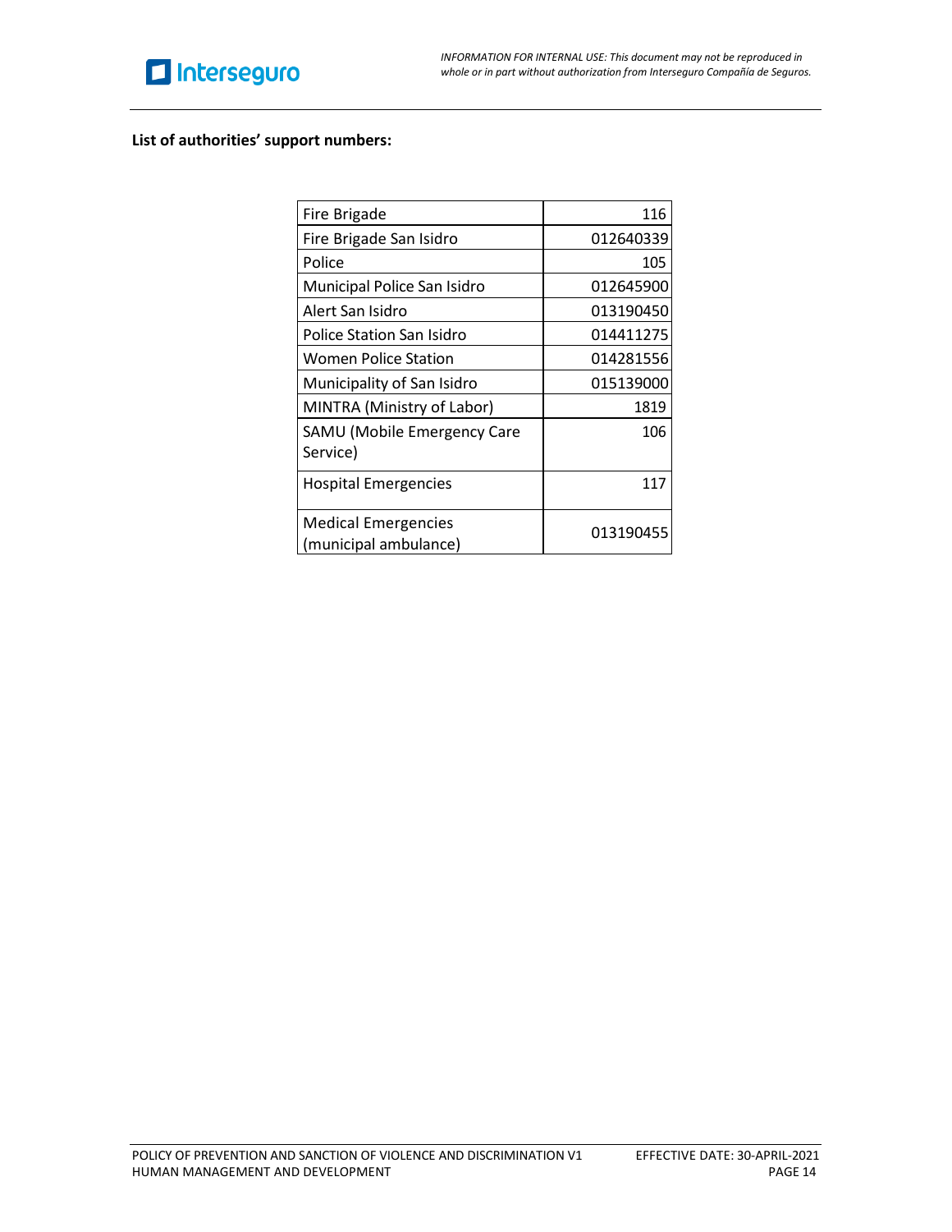**List of authorities' support numbers:**

| | |
|---|---:|
| Fire Brigade | 116 |
| Fire Brigade San Isidro | 012640339 |
| Police | 105 |
| Municipal Police San Isidro | 012645900 |
| Alert San Isidro | 013190450 |
| Police Station San Isidro | 014411275 |
| Women Police Station | 014281556 |
| Municipality of San Isidro | 015139000 |
| MINTRA (Ministry of Labor) | 1819 |
| SAMU (Mobile Emergency Care Service) | 106 |
| Hospital Emergencies | 117 |
| Medical Emergencies (municipal ambulance) | 013190455 |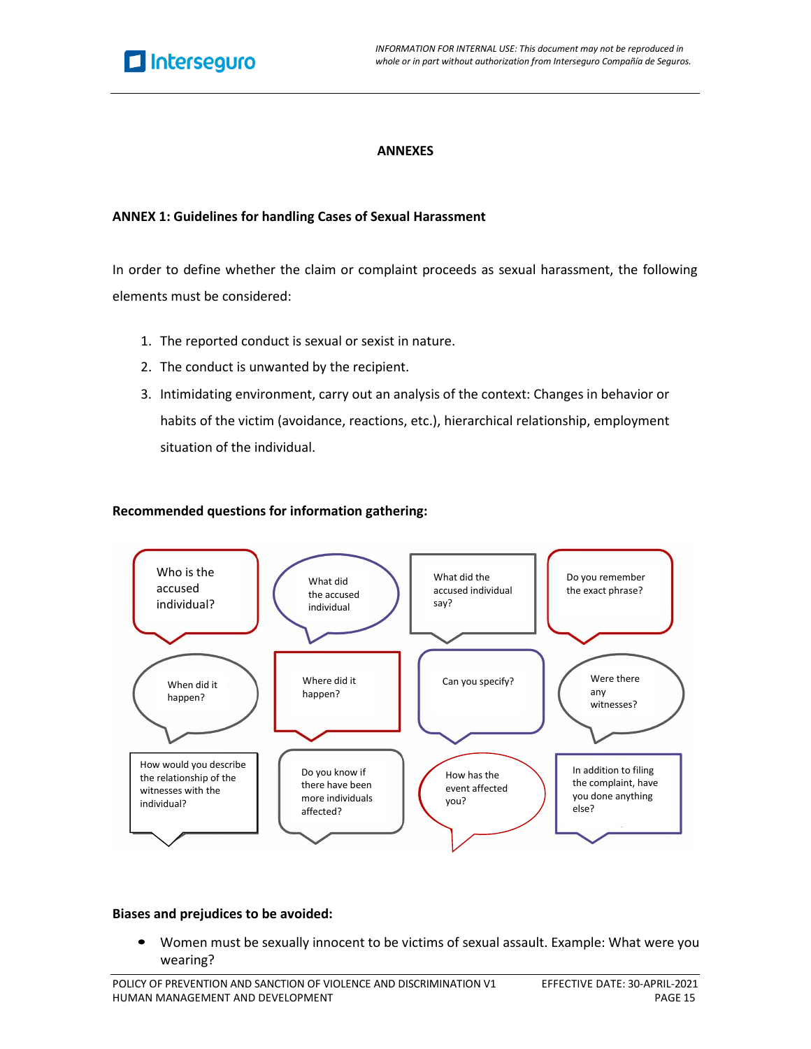## ANNEXES

### ANNEX 1: Guidelines for handling Cases of Sexual Harassment

In order to define whether the claim or complaint proceeds as sexual harassment, the following elements must be considered:

1. The reported conduct is sexual or sexist in nature.
2. The conduct is unwanted by the recipient.
3. Intimidating environment, carry out an analysis of the context: Changes in behavior or habits of the victim (avoidance, reactions, etc.), hierarchical relationship, employment situation of the individual.

**Recommended questions for information gathering:**

- Who is the accused individual?
- What did the accused individual
- What did the accused individual say?
- Do you remember the exact phrase?
- When did it happen?
- Where did it happen?
- Can you specify?
- Were there any witnesses?
- How would you describe the relationship of the witnesses with the individual?
- Do you know if there have been more individuals affected?
- How has the event affected you?
- In addition to filing the complaint, have you done anything else?

**Biases and prejudices to be avoided:**

- Women must be sexually innocent to be victims of sexual assault. Example: What were you wearing?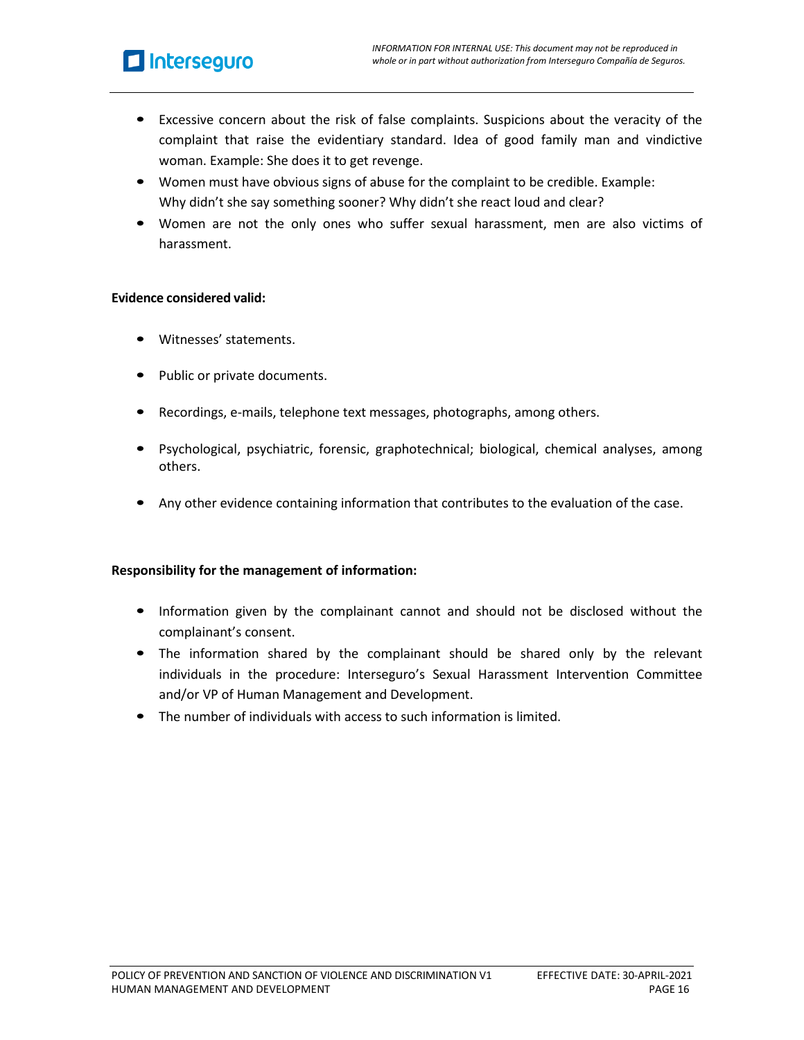- Excessive concern about the risk of false complaints. Suspicions about the veracity of the complaint that raise the evidentiary standard. Idea of good family man and vindictive woman. Example: She does it to get revenge.
- Women must have obvious signs of abuse for the complaint to be credible. Example: Why didn't she say something sooner? Why didn't she react loud and clear?
- Women are not the only ones who suffer sexual harassment, men are also victims of harassment.

**Evidence considered valid:**

- Witnesses' statements.
- Public or private documents.
- Recordings, e-mails, telephone text messages, photographs, among others.
- Psychological, psychiatric, forensic, graphotechnical; biological, chemical analyses, among others.
- Any other evidence containing information that contributes to the evaluation of the case.

**Responsibility for the management of information:**

- Information given by the complainant cannot and should not be disclosed without the complainant's consent.
- The information shared by the complainant should be shared only by the relevant individuals in the procedure: Interseguro's Sexual Harassment Intervention Committee and/or VP of Human Management and Development.
- The number of individuals with access to such information is limited.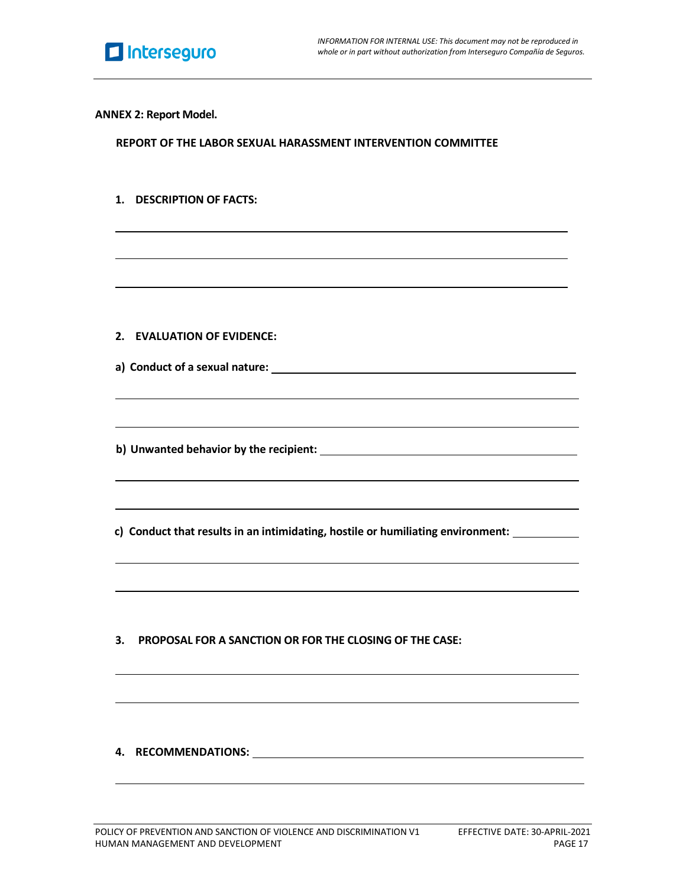**ANNEX 2: Report Model.**

**REPORT OF THE LABOR SEXUAL HARASSMENT INTERVENTION COMMITTEE**

**1. DESCRIPTION OF FACTS:**

______________________________________________________________________

______________________________________________________________________

______________________________________________________________________

**2. EVALUATION OF EVIDENCE:**

**a) Conduct of a sexual nature:** ______________________________________

______________________________________________________________________

______________________________________________________________________

**b) Unwanted behavior by the recipient:** _______________________________

______________________________________________________________________

______________________________________________________________________

**c) Conduct that results in an intimidating, hostile or humiliating environment:** __________

______________________________________________________________________

______________________________________________________________________

**3. PROPOSAL FOR A SANCTION OR FOR THE CLOSING OF THE CASE:**

______________________________________________________________________

______________________________________________________________________

**4. RECOMMENDATIONS:** _________________________________________________

______________________________________________________________________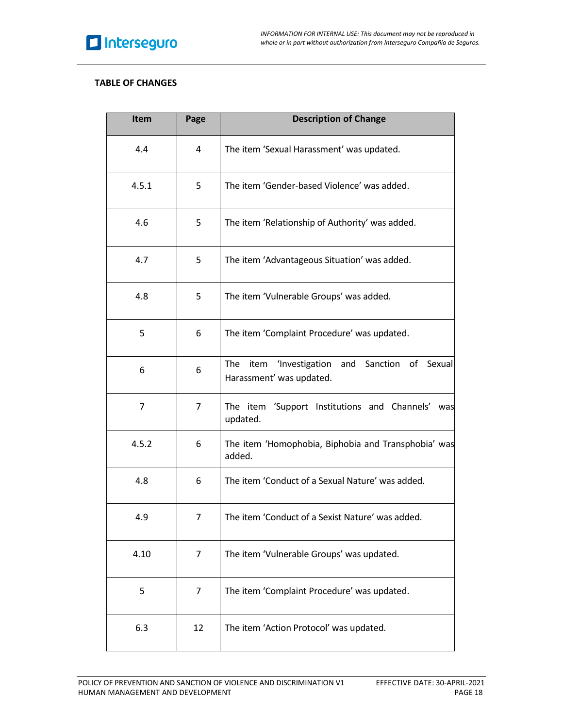**TABLE OF CHANGES**

| Item | Page | Description of Change |
|---|---|---|
| 4.4 | 4 | The item ‘Sexual Harassment’ was updated. |
| 4.5.1 | 5 | The item ‘Gender-based Violence’ was added. |
| 4.6 | 5 | The item ‘Relationship of Authority’ was added. |
| 4.7 | 5 | The item ‘Advantageous Situation’ was added. |
| 4.8 | 5 | The item ‘Vulnerable Groups’ was added. |
| 5 | 6 | The item ‘Complaint Procedure’ was updated. |
| 6 | 6 | The item ‘Investigation and Sanction of Sexual Harassment’ was updated. |
| 7 | 7 | The item ‘Support Institutions and Channels’ was updated. |
| 4.5.2 | 6 | The item ‘Homophobia, Biphobia and Transphobia’ was added. |
| 4.8 | 6 | The item ‘Conduct of a Sexual Nature’ was added. |
| 4.9 | 7 | The item ‘Conduct of a Sexist Nature’ was added. |
| 4.10 | 7 | The item ‘Vulnerable Groups’ was updated. |
| 5 | 7 | The item ‘Complaint Procedure’ was updated. |
| 6.3 | 12 | The item ‘Action Protocol’ was updated. |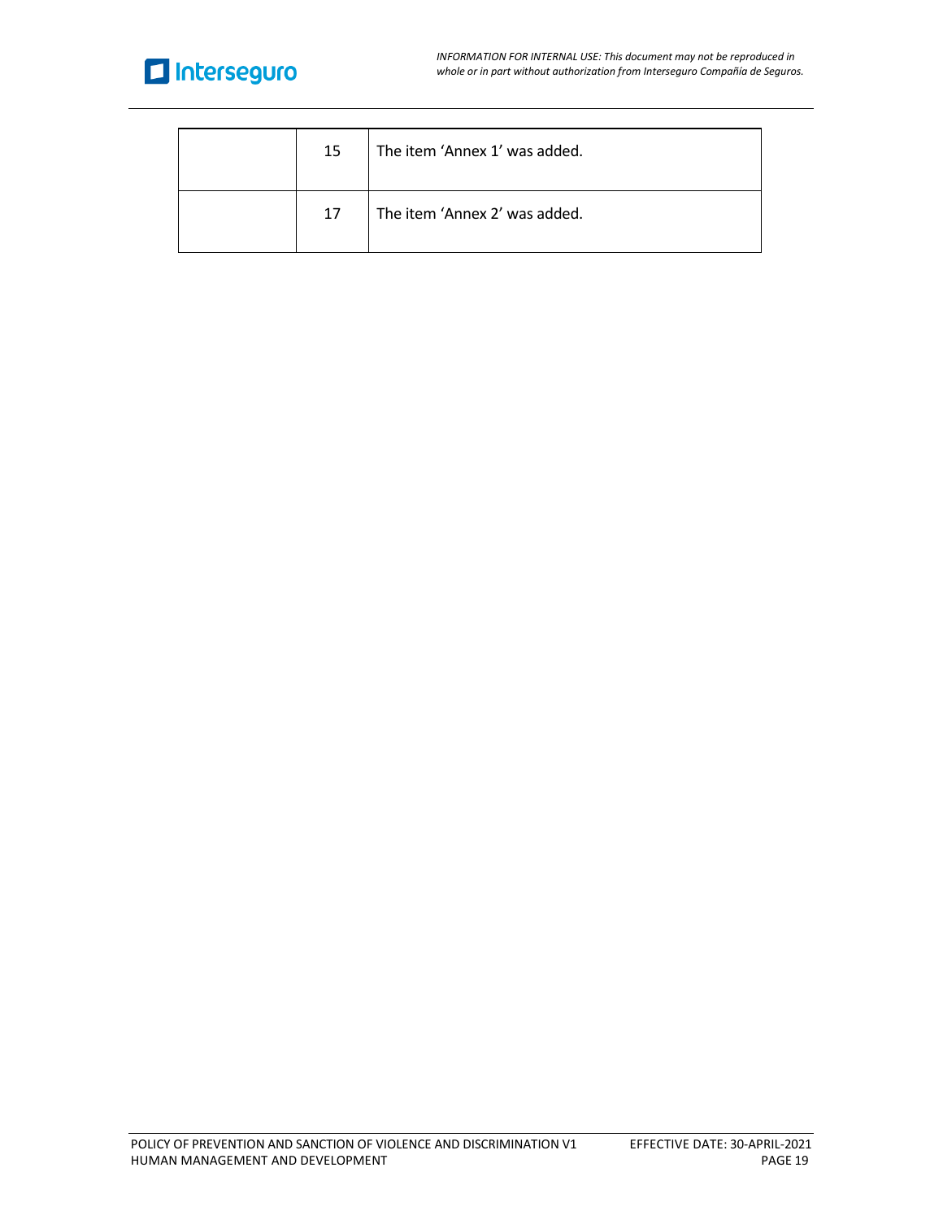| | | |
|---|---|---|
| | 15 | The item 'Annex 1' was added. |
| | 17 | The item 'Annex 2' was added. |